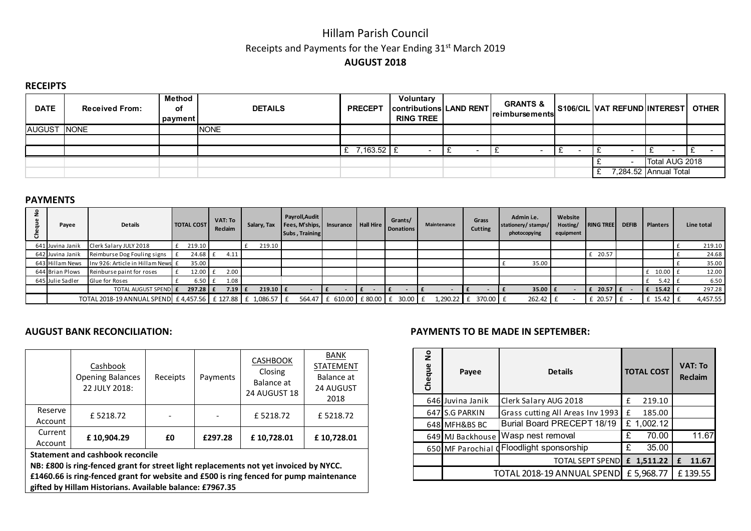# Hillam Parish Council

## Receipts and Payments for the Year Ending 31st March 2019

## AUGUST 2018

### RECEIPTS

| DATE | Received From: | Method of payment | DETAILS | PRECEPT | Voluntary contributions RING TREE | LAND RENT | GRANTS & reimbursements | S106/CIL | VAT REFUND | INTEREST | OTHER |
|---|---|---|---|---|---|---|---|---|---|---|---|
| AUGUST | NONE | | NONE | | | | | | | | |
| | | | | | | | | | | | |
| | | | | £ 7,163.52 | £ - | £ - | £ - | £ - | £ - | £ - | £ - |
| | | | | | | | | | £ - | Total AUG 2018 | |
| | | | | | | | | | £ 7,284.52 | Annual Total | |

### PAYMENTS

| Cheque No | Payee | Details | TOTAL COST | VAT: To Reclaim | Salary, Tax | Payroll,Audit Fees, M'ships, Subs , Training | Insurance | Hall Hire | Grants/ Donations | Maintenance | Grass Cutting | Admin i.e. stationery/ stamps/ photocopying | Website Hosting/ equipment | RING TREE | DEFIB | Planters | Line total |
|---|---|---|---|---|---|---|---|---|---|---|---|---|---|---|---|---|---|
| 641 | Juvina Janik | Clerk Salary JULY 2018 | £ 219.10 | | £ 219.10 | | | | | | | | | | | | £ 219.10 |
| 642 | Juvina Janik | Reimburse Dog Fouling signs | £ 24.68 | £ 4.11 | | | | | | | | | | £ 20.57 | | | £ 24.68 |
| 643 | Hillam News | Inv 926: Article in Hillam News | £ 35.00 | | | | | | | | | £ 35.00 | | | | | £ 35.00 |
| 644 | Brian Plows | Reinburse paint for roses | £ 12.00 | £ 2.00 | | | | | | | | | | | | £ 10.00 | £ 12.00 |
| 645 | Julie Sadler | Glue for Roses | £ 6.50 | £ 1.08 | | | | | | | | | | | | £ 5.42 | £ 6.50 |
| | | TOTAL AUGUST SPEND | £ 297.28 | £ 7.19 | £ 219.10 | £ - | £ - | £ - | £ - | £ - | £ - | £ 35.00 | £ - | £ 20.57 | £ - | £ 15.42 | £ 297.28 |
| | | TOTAL 2018-19 ANNUAL SPEND | £ 4,457.56 | £ 127.88 | £ 1,086.57 | £ 564.47 | £ 610.00 | £ 80.00 | £ 30.00 | £ 1,290.22 | £ 370.00 | £ 262.42 | £ - | £ 20.57 | £ - | £ 15.42 | £ 4,457.55 |

### AUGUST BANK RECONCILIATION:

| | Cashbook Opening Balances 22 JULY 2018: | Receipts | Payments | CASHBOOK Closing Balance at 24 AUGUST 18 | BANK STATEMENT Balance at 24 AUGUST 2018 |
|---|---|---|---|---|---|
| Reserve Account | £ 5218.72 | - | - | £ 5218.72 | £ 5218.72 |
| Current Account | **£ 10,904.29** | **£0** | **£297.28** | **£ 10,728.01** | **£ 10,728.01** |

**Statement and cashbook reconcile**

**NB: £800 is ring-fenced grant for street light replacements not yet invoiced by NYCC. £1460.66 is ring-fenced grant for website and £500 is ring fenced for pump maintenance gifted by Hillam Historians. Available balance: £7967.35**

### PAYMENTS TO BE MADE IN SEPTEMBER:

| Cheque No | Payee | Details | TOTAL COST | VAT: To Reclaim |
|---|---|---|---|---|
| 646 | Juvina Janik | Clerk Salary AUG 2018 | £ 219.10 | |
| 647 | S.G PARKIN | Grass cutting All Areas Inv 1993 | £ 185.00 | |
| 648 | MFH&BS BC | Burial Board PRECEPT 18/19 | £ 1,002.12 | |
| 649 | MJ Backhouse | Wasp nest removal | £ 70.00 | 11.67 |
| 650 | MF Parochial C | Floodlight sponsorship | £ 35.00 | |
| | | TOTAL SEPT SPEND | **£ 1,511.22** | **£ 11.67** |
| | | TOTAL 2018-19 ANNUAL SPEND | £ 5,968.77 | £ 139.55 |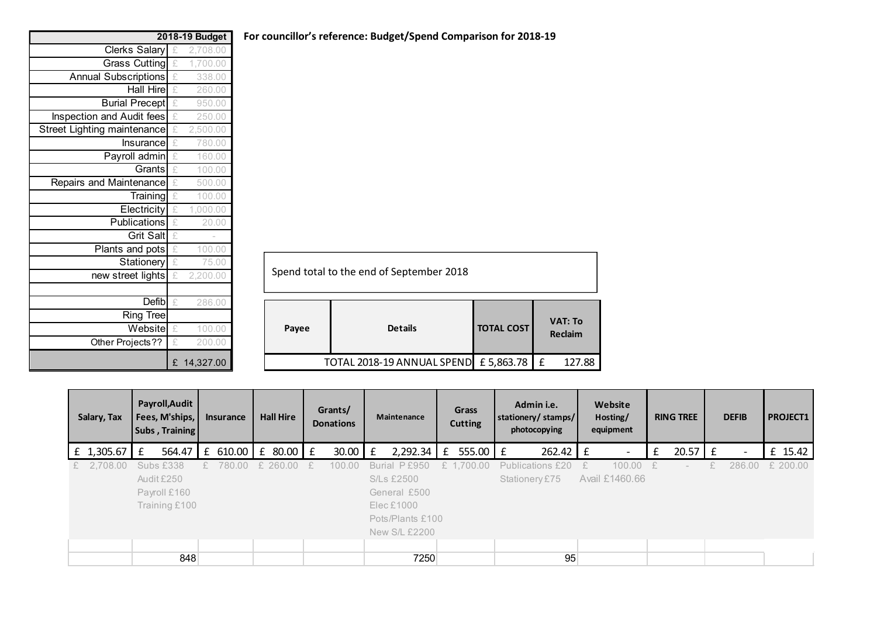| 2018-19 Budget | |
|---|---|
| Clerks Salary | £ 2,708.00 |
| Grass Cutting | £ 1,700.00 |
| Annual Subscriptions | £ 338.00 |
| Hall Hire | £ 260.00 |
| Burial Precept | £ 950.00 |
| Inspection and Audit fees | £ 250.00 |
| Street Lighting maintenance | £ 2,500.00 |
| Insurance | £ 780.00 |
| Payroll admin | £ 160.00 |
| Grants | £ 100.00 |
| Repairs and Maintenance | £ 500.00 |
| Training | £ 100.00 |
| Electricity | £ 1,000.00 |
| Publications | £ 20.00 |
| Grit Salt | £ - |
| Plants and pots | £ 100.00 |
| Stationery | £ 75.00 |
| new street lights | £ 2,200.00 |
| | |
| Defib | £ 286.00 |
| Ring Tree | |
| Website | £ 100.00 |
| Other Projects?? | £ 200.00 |
| | £ 14,327.00 |

**For councillor's reference: Budget/Spend Comparison for 2018-19**

Spend total to the end of September 2018

| Payee | Details | TOTAL COST | VAT: To Reclaim |
|---|---|---|---|
| | TOTAL 2018-19 ANNUAL SPEND | £ 5,863.78 | £ 127.88 |

| Salary, Tax | Payroll,Audit Fees, M'ships, Subs , Training | Insurance | Hall Hire | Grants/ Donations | Maintenance | Grass Cutting | Admin i.e. stationery/ stamps/ photocopying | Website Hosting/ equipment | RING TREE | DEFIB | PROJECT1 |
|---|---|---|---|---|---|---|---|---|---|---|---|
| £ 1,305.67 | £ 564.47 | £ 610.00 | £ 80.00 | £ 30.00 | £ 2,292.34 | £ 555.00 | £ 262.42 | £ - | £ 20.57 | £ - | £ 15.42 |
| £ 2,708.00 | Subs £338<br>Audit £250<br>Payroll £160<br>Training £100 | £ 780.00 | £ 260.00 | £ 100.00 | Burial P £950<br>S/Ls £2500<br>General £500<br>Elec £1000<br>Pots/Plants £100<br>New S/L £2200 | £ 1,700.00 | Publications £20<br>Stationery £75 | £ 100.00<br>Avail £1460.66 | £ - | £ 286.00 | £ 200.00 |
| | | | | | | | | | | | |
| | 848 | | | | 7250 | | 95 | | | | |